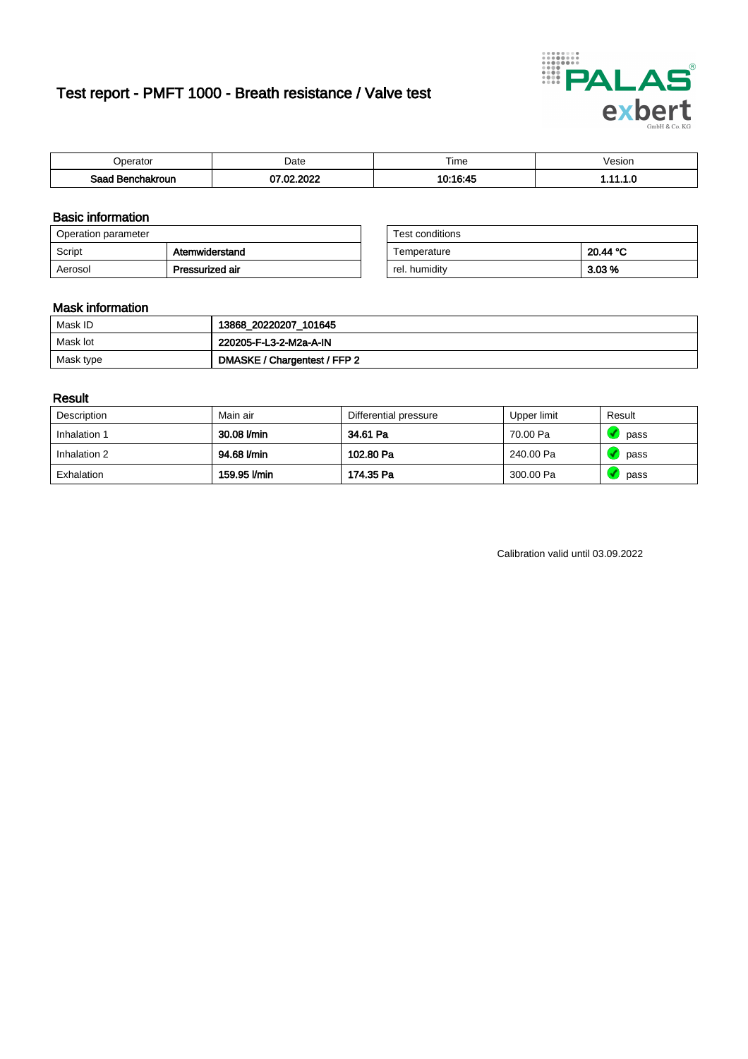# Test report - PMFT 1000 - Breath resistance / Valve test

| Operator | Date | Time | Vesion |
| --- | --- | --- | --- |
| **Saad Benchakroun** | **07.02.2022** | **10:16:45** | **1.11.1.0** |

## Basic information

| Operation parameter | |
| --- | --- |
| Script | **Atemwiderstand** |
| Aerosol | **Pressurized air** |

| Test conditions | |
| --- | --- |
| Temperature | **20.44 °C** |
| rel. humidity | **3.03 %** |

## Mask information

| | |
| --- | --- |
| Mask ID | **13868_20220207_101645** |
| Mask lot | **220205-F-L3-2-M2a-A-IN** |
| Mask type | **DMASKE / Chargentest / FFP 2** |

## Result

| Description | Main air | Differential pressure | Upper limit | Result |
| --- | --- | --- | --- | --- |
| Inhalation 1 | **30.08 l/min** | **34.61 Pa** | 70.00 Pa | pass |
| Inhalation 2 | **94.68 l/min** | **102.80 Pa** | 240.00 Pa | pass |
| Exhalation | **159.95 l/min** | **174.35 Pa** | 300.00 Pa | pass |

Calibration valid until 03.09.2022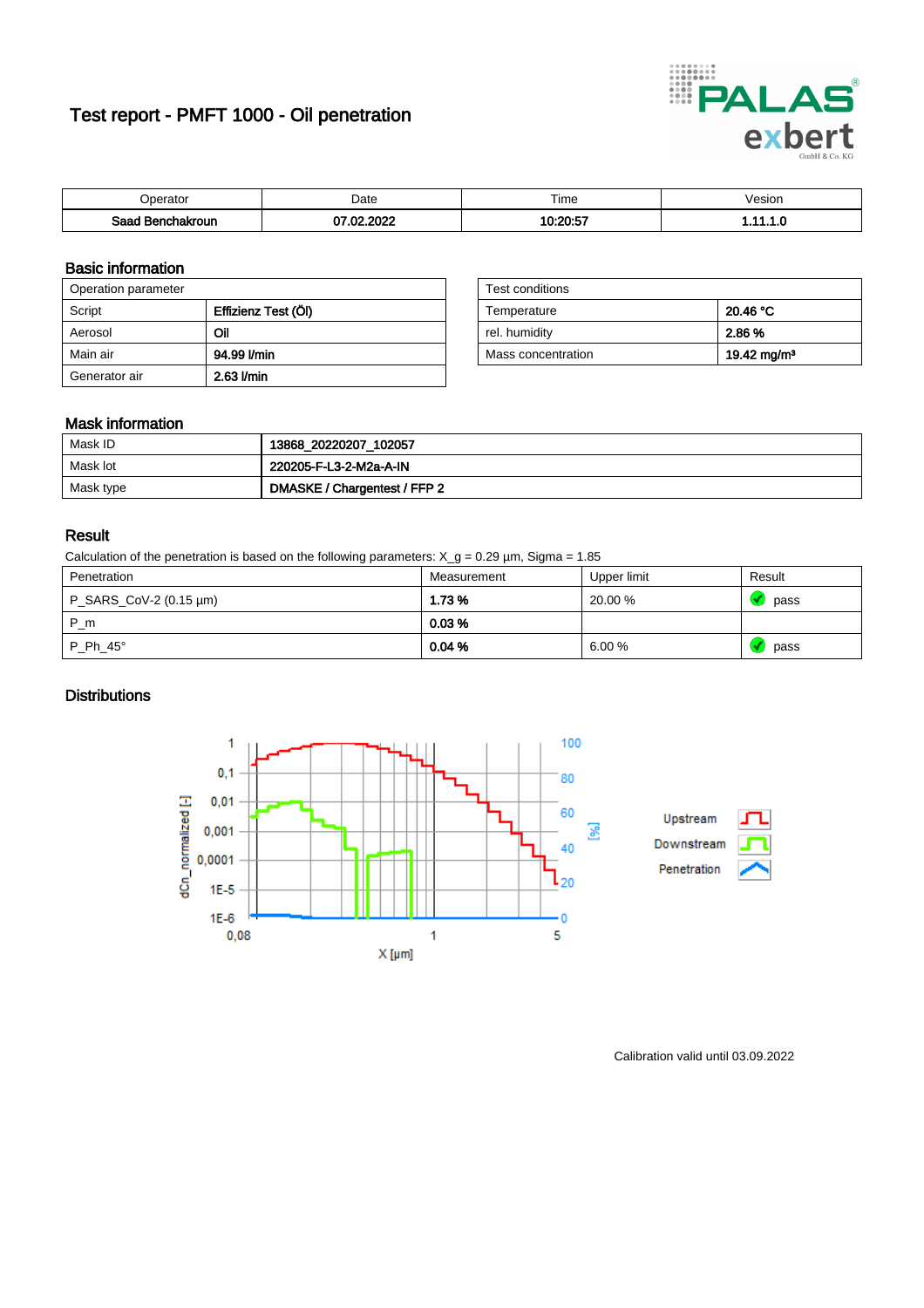# Test report - PMFT 1000 - Oil penetration

PALAS exbert GmbH & Co. KG

| Operator | Date | Time | Vesion |
|---|---|---|---|
| **Saad Benchakroun** | **07.02.2022** | **10:20:57** | **1.11.1.0** |

## Basic information

| Operation parameter | |
|---|---|
| Script | **Effizienz Test (Öl)** |
| Aerosol | **Oil** |
| Main air | **94.99 l/min** |
| Generator air | **2.63 l/min** |

| Test conditions | |
|---|---|
| Temperature | **20.46 °C** |
| rel. humidity | **2.86 %** |
| Mass concentration | **19.42 mg/m³** |

## Mask information

| | |
|---|---|
| Mask ID | **13868_20220207_102057** |
| Mask lot | **220205-F-L3-2-M2a-A-IN** |
| Mask type | **DMASKE / Chargentest / FFP 2** |

## Result

Calculation of the penetration is based on the following parameters: X_g = 0.29 µm, Sigma = 1.85

| Penetration | Measurement | Upper limit | Result |
|---|---|---|---|
| P_SARS_CoV-2 (0.15 µm) | **1.73 %** | 20.00 % | pass |
| P_m | **0.03 %** | | |
| P_Ph_45° | **0.04 %** | 6.00 % | pass |

## Distributions

dCn_normalized [-]
1
0,1
0,01
0,001
0,0001
1E-5
1E-6
0,08
1
5
X [µm]
100
80
60
40
20
0
[%]
Upstream
Downstream
Penetration

Calibration valid until 03.09.2022